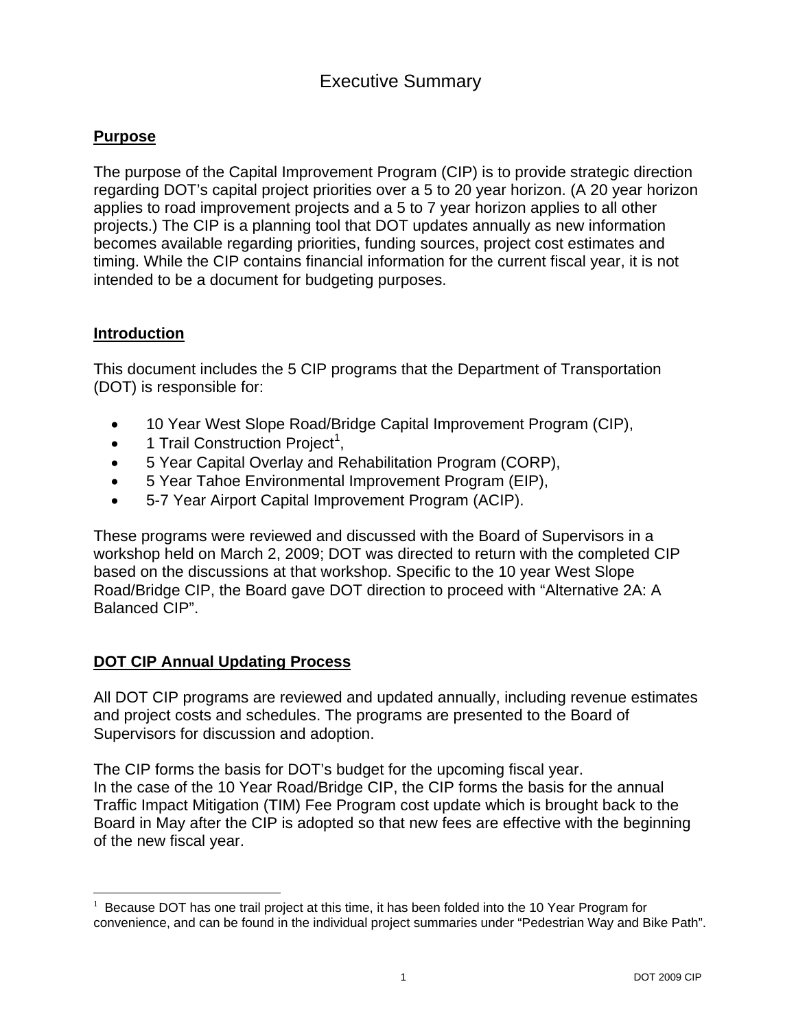# Executive Summary

## Purpose

The purpose of the Capital Improvement Program (CIP) is to provide strategic direction regarding DOT's capital project priorities over a 5 to 20 year horizon. (A 20 year horizon applies to road improvement projects and a 5 to 7 year horizon applies to all other projects.) The CIP is a planning tool that DOT updates annually as new information becomes available regarding priorities, funding sources, project cost estimates and timing. While the CIP contains financial information for the current fiscal year, it is not intended to be a document for budgeting purposes.

## Introduction

This document includes the 5 CIP programs that the Department of Transportation (DOT) is responsible for:

- 10 Year West Slope Road/Bridge Capital Improvement Program (CIP),
- 1 Trail Construction Project[1],
- 5 Year Capital Overlay and Rehabilitation Program (CORP),
- 5 Year Tahoe Environmental Improvement Program (EIP),
- 5-7 Year Airport Capital Improvement Program (ACIP).

These programs were reviewed and discussed with the Board of Supervisors in a workshop held on March 2, 2009; DOT was directed to return with the completed CIP based on the discussions at that workshop. Specific to the 10 year West Slope Road/Bridge CIP, the Board gave DOT direction to proceed with "Alternative 2A: A Balanced CIP".

## DOT CIP Annual Updating Process

All DOT CIP programs are reviewed and updated annually, including revenue estimates and project costs and schedules. The programs are presented to the Board of Supervisors for discussion and adoption.

The CIP forms the basis for DOT's budget for the upcoming fiscal year.
In the case of the 10 Year Road/Bridge CIP, the CIP forms the basis for the annual Traffic Impact Mitigation (TIM) Fee Program cost update which is brought back to the Board in May after the CIP is adopted so that new fees are effective with the beginning of the new fiscal year.

---

[1] Because DOT has one trail project at this time, it has been folded into the 10 Year Program for convenience, and can be found in the individual project summaries under "Pedestrian Way and Bike Path".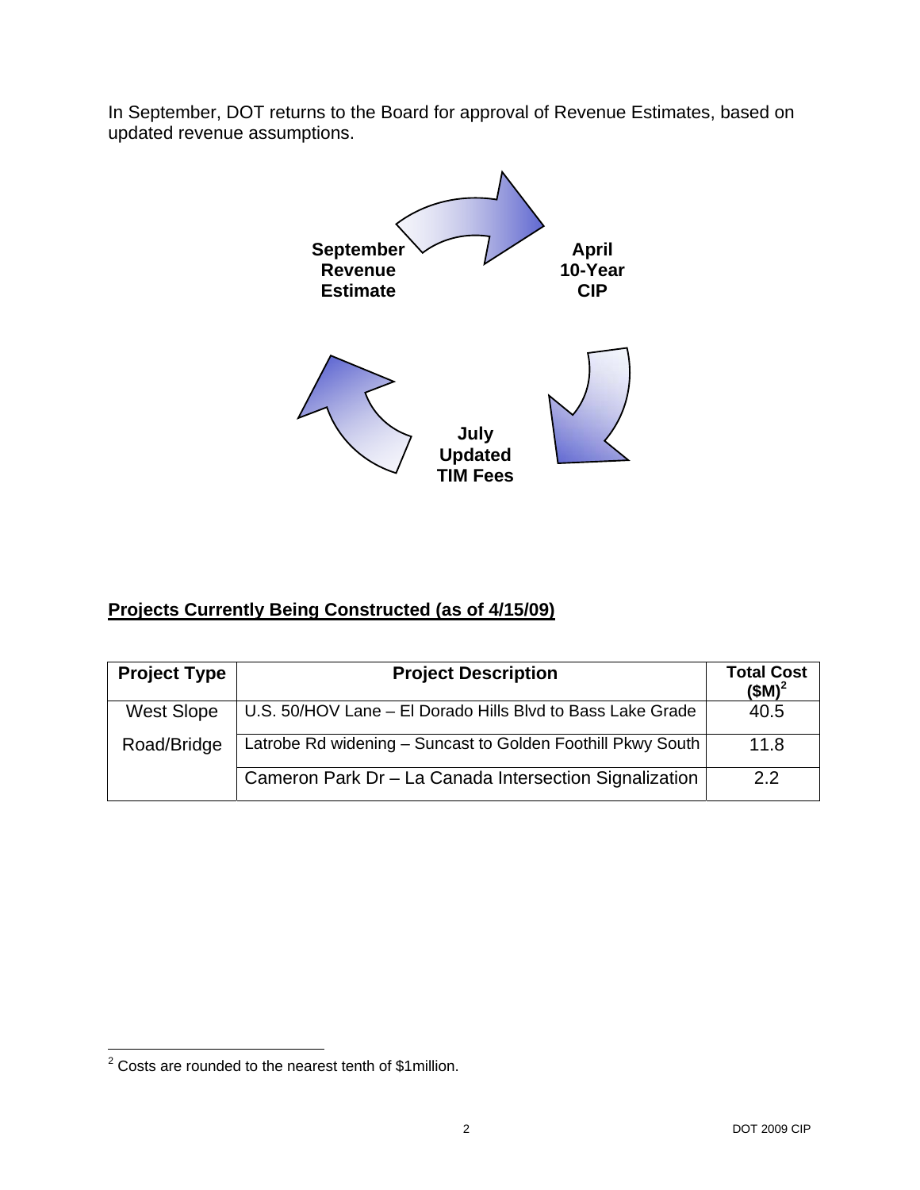In September, DOT returns to the Board for approval of Revenue Estimates, based on updated revenue assumptions.

**September Revenue Estimate**

**April 10-Year CIP**

**July Updated TIM Fees**

## Projects Currently Being Constructed (as of 4/15/09)

| Project Type | Project Description | Total Cost ($M)[2] |
|---|---|---|
| West Slope Road/Bridge | U.S. 50/HOV Lane – El Dorado Hills Blvd to Bass Lake Grade | 40.5 |
| | Latrobe Rd widening – Suncast to Golden Foothill Pkwy South | 11.8 |
| | Cameron Park Dr – La Canada Intersection Signalization | 2.2 |

[2] Costs are rounded to the nearest tenth of $1million.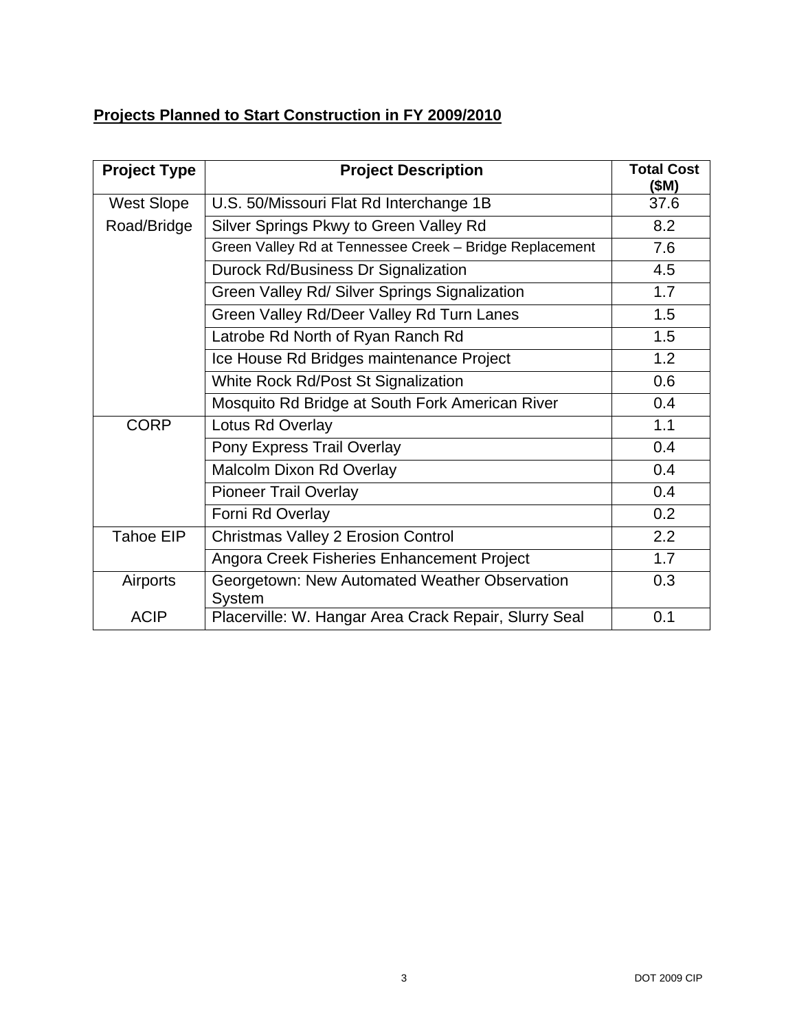**Projects Planned to Start Construction in FY 2009/2010**

| Project Type | Project Description | Total Cost ($M) |
|---|---|---|
| West Slope Road/Bridge | U.S. 50/Missouri Flat Rd Interchange 1B | 37.6 |
| | Silver Springs Pkwy to Green Valley Rd | 8.2 |
| | Green Valley Rd at Tennessee Creek – Bridge Replacement | 7.6 |
| | Durock Rd/Business Dr Signalization | 4.5 |
| | Green Valley Rd/ Silver Springs Signalization | 1.7 |
| | Green Valley Rd/Deer Valley Rd Turn Lanes | 1.5 |
| | Latrobe Rd North of Ryan Ranch Rd | 1.5 |
| | Ice House Rd Bridges maintenance Project | 1.2 |
| | White Rock Rd/Post St Signalization | 0.6 |
| | Mosquito Rd Bridge at South Fork American River | 0.4 |
| CORP | Lotus Rd Overlay | 1.1 |
| | Pony Express Trail Overlay | 0.4 |
| | Malcolm Dixon Rd Overlay | 0.4 |
| | Pioneer Trail Overlay | 0.4 |
| | Forni Rd Overlay | 0.2 |
| Tahoe EIP | Christmas Valley 2 Erosion Control | 2.2 |
| | Angora Creek Fisheries Enhancement Project | 1.7 |
| Airports ACIP | Georgetown: New Automated Weather Observation System | 0.3 |
| | Placerville: W. Hangar Area Crack Repair, Slurry Seal | 0.1 |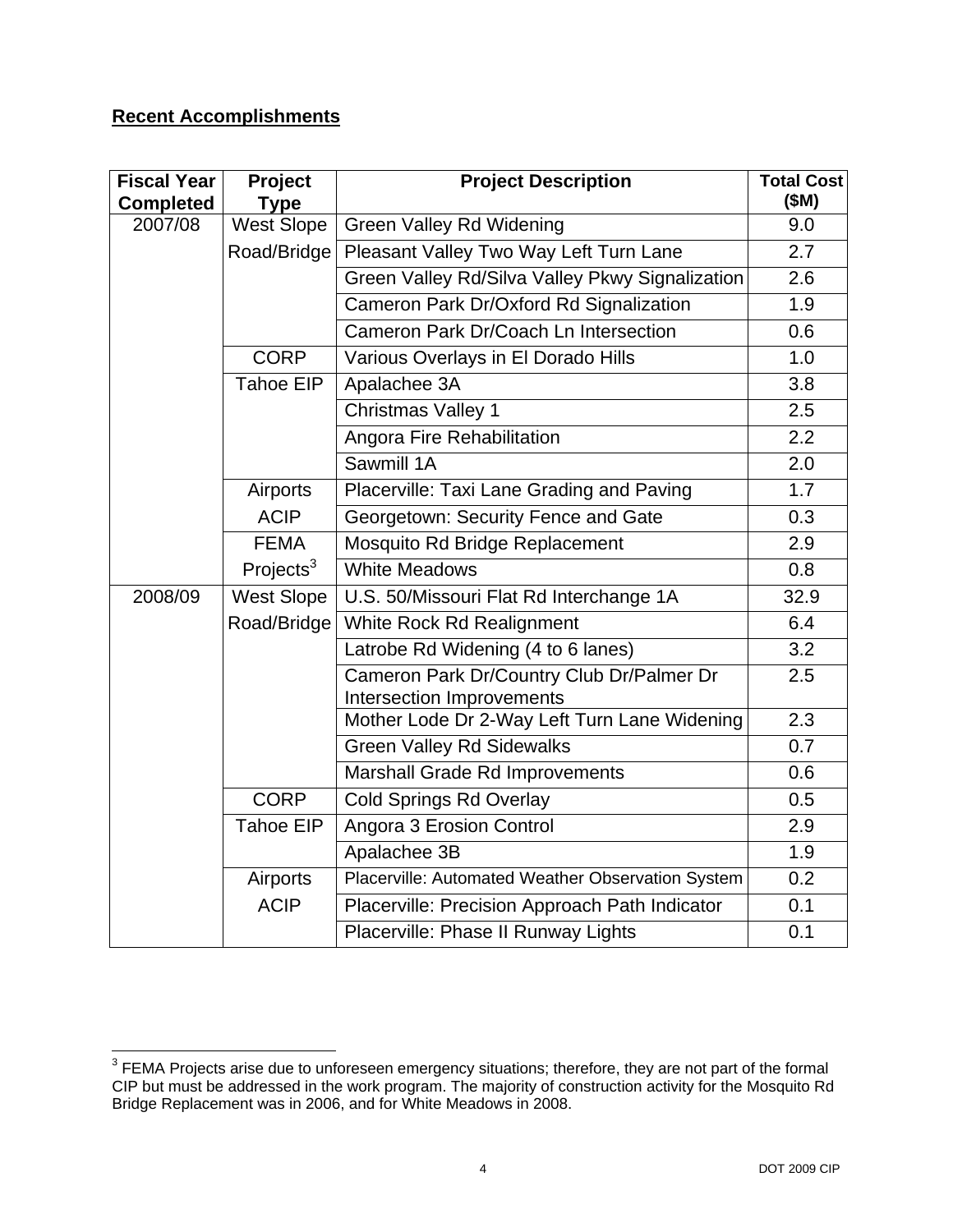## Recent Accomplishments

| Fiscal Year Completed | Project Type | Project Description | Total Cost ($M) |
|---|---|---|---|
| 2007/08 | West Slope Road/Bridge | Green Valley Rd Widening | 9.0 |
| | | Pleasant Valley Two Way Left Turn Lane | 2.7 |
| | | Green Valley Rd/Silva Valley Pkwy Signalization | 2.6 |
| | | Cameron Park Dr/Oxford Rd Signalization | 1.9 |
| | | Cameron Park Dr/Coach Ln Intersection | 0.6 |
| | CORP | Various Overlays in El Dorado Hills | 1.0 |
| | Tahoe EIP | Apalachee 3A | 3.8 |
| | | Christmas Valley 1 | 2.5 |
| | | Angora Fire Rehabilitation | 2.2 |
| | | Sawmill 1A | 2.0 |
| | Airports ACIP | Placerville: Taxi Lane Grading and Paving | 1.7 |
| | | Georgetown: Security Fence and Gate | 0.3 |
| | FEMA Projects[3] | Mosquito Rd Bridge Replacement | 2.9 |
| | | White Meadows | 0.8 |
| 2008/09 | West Slope Road/Bridge | U.S. 50/Missouri Flat Rd Interchange 1A | 32.9 |
| | | White Rock Rd Realignment | 6.4 |
| | | Latrobe Rd Widening (4 to 6 lanes) | 3.2 |
| | | Cameron Park Dr/Country Club Dr/Palmer Dr Intersection Improvements | 2.5 |
| | | Mother Lode Dr 2-Way Left Turn Lane Widening | 2.3 |
| | | Green Valley Rd Sidewalks | 0.7 |
| | | Marshall Grade Rd Improvements | 0.6 |
| | CORP | Cold Springs Rd Overlay | 0.5 |
| | Tahoe EIP | Angora 3 Erosion Control | 2.9 |
| | | Apalachee 3B | 1.9 |
| | Airports ACIP | Placerville: Automated Weather Observation System | 0.2 |
| | | Placerville: Precision Approach Path Indicator | 0.1 |
| | | Placerville: Phase II Runway Lights | 0.1 |

[3] FEMA Projects arise due to unforeseen emergency situations; therefore, they are not part of the formal CIP but must be addressed in the work program. The majority of construction activity for the Mosquito Rd Bridge Replacement was in 2006, and for White Meadows in 2008.